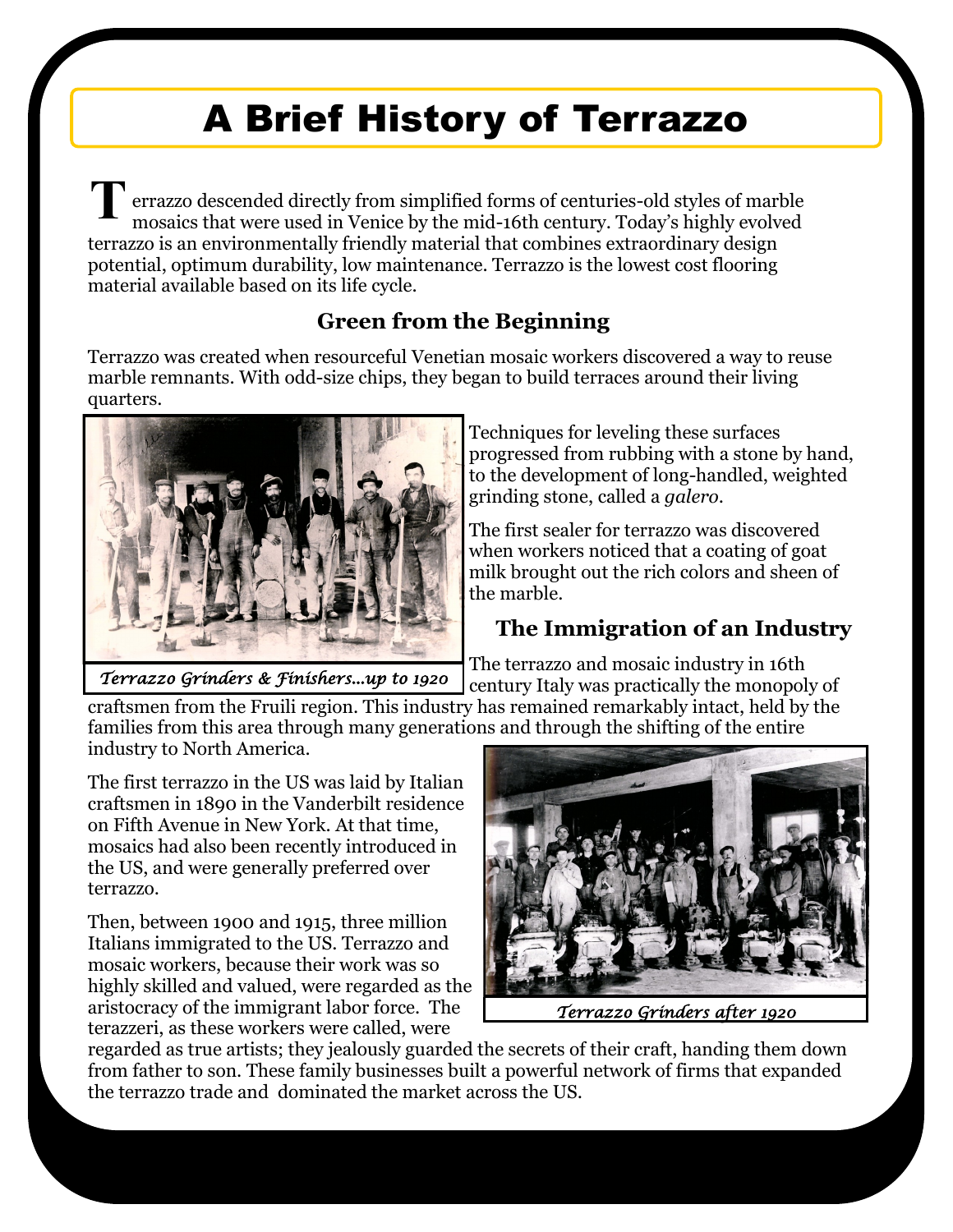# A Brief History of Terrazzo

Terrazzo descended directly from simplified forms of centuries-old styles of marble mosaics that were used in Venice by the mid-16th century. Today's highly evolved terrazzo is an environmentally friendly material that combines extraordinary design potential, optimum durability, low maintenance. Terrazzo is the lowest cost flooring material available based on its life cycle.

### Green from the Beginning

Terrazzo was created when resourceful Venetian mosaic workers discovered a way to reuse marble remnants. With odd-size chips, they began to build terraces around their living quarters.

*Terrazzo Grinders & Finishers…up to 1920*

Techniques for leveling these surfaces progressed from rubbing with a stone by hand, to the development of long-handled, weighted grinding stone, called a *galero*.

The first sealer for terrazzo was discovered when workers noticed that a coating of goat milk brought out the rich colors and sheen of the marble.

### The Immigration of an Industry

The terrazzo and mosaic industry in 16th century Italy was practically the monopoly of craftsmen from the Fruili region. This industry has remained remarkably intact, held by the families from this area through many generations and through the shifting of the entire industry to North America.

The first terrazzo in the US was laid by Italian craftsmen in 1890 in the Vanderbilt residence on Fifth Avenue in New York. At that time, mosaics had also been recently introduced in the US, and were generally preferred over terrazzo.

*Terrazzo Grinders after 1920*

Then, between 1900 and 1915, three million Italians immigrated to the US. Terrazzo and mosaic workers, because their work was so highly skilled and valued, were regarded as the aristocracy of the immigrant labor force. The terazzeri, as these workers were called, were regarded as true artists; they jealously guarded the secrets of their craft, handing them down from father to son. These family businesses built a powerful network of firms that expanded the terrazzo trade and dominated the market across the US.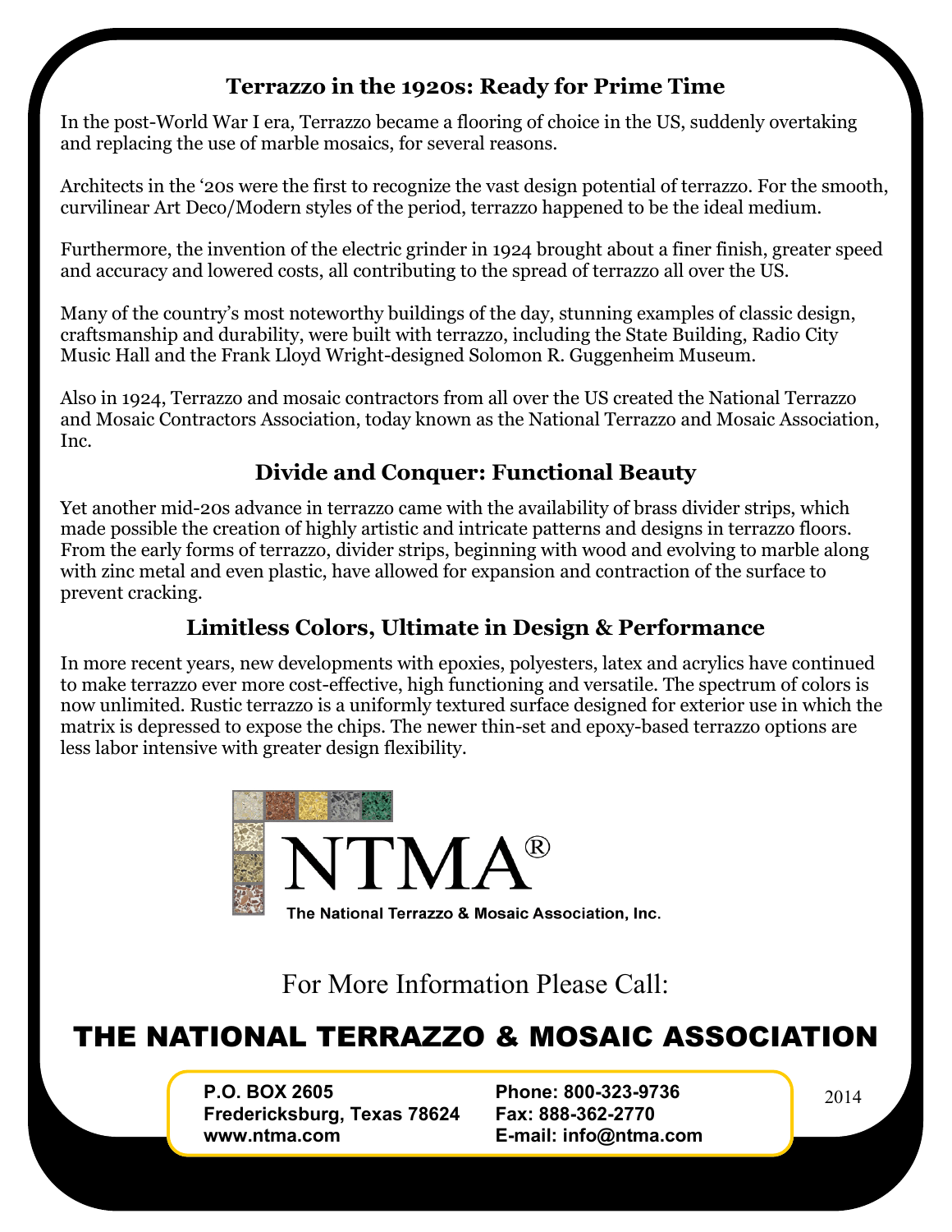## Terrazzo in the 1920s: Ready for Prime Time

In the post-World War I era, Terrazzo became a flooring of choice in the US, suddenly overtaking and replacing the use of marble mosaics, for several reasons.

Architects in the '20s were the first to recognize the vast design potential of terrazzo. For the smooth, curvilinear Art Deco/Modern styles of the period, terrazzo happened to be the ideal medium.

Furthermore, the invention of the electric grinder in 1924 brought about a finer finish, greater speed and accuracy and lowered costs, all contributing to the spread of terrazzo all over the US.

Many of the country's most noteworthy buildings of the day, stunning examples of classic design, craftsmanship and durability, were built with terrazzo, including the State Building, Radio City Music Hall and the Frank Lloyd Wright-designed Solomon R. Guggenheim Museum.

Also in 1924, Terrazzo and mosaic contractors from all over the US created the National Terrazzo and Mosaic Contractors Association, today known as the National Terrazzo and Mosaic Association, Inc.

## Divide and Conquer: Functional Beauty

Yet another mid-20s advance in terrazzo came with the availability of brass divider strips, which made possible the creation of highly artistic and intricate patterns and designs in terrazzo floors. From the early forms of terrazzo, divider strips, beginning with wood and evolving to marble along with zinc metal and even plastic, have allowed for expansion and contraction of the surface to prevent cracking.

## Limitless Colors, Ultimate in Design & Performance

In more recent years, new developments with epoxies, polyesters, latex and acrylics have continued to make terrazzo ever more cost-effective, high functioning and versatile. The spectrum of colors is now unlimited. Rustic terrazzo is a uniformly textured surface designed for exterior use in which the matrix is depressed to expose the chips. The newer thin-set and epoxy-based terrazzo options are less labor intensive with greater design flexibility.

NTMA®

The National Terrazzo & Mosaic Association, Inc.

For More Information Please Call:

# THE NATIONAL TERRAZZO & MOSAIC ASSOCIATION

**P.O. BOX 2605**
**Fredericksburg, Texas 78624**
**www.ntma.com**

**Phone: 800-323-9736**
**Fax: 888-362-2770**
**E-mail: info@ntma.com**

2014